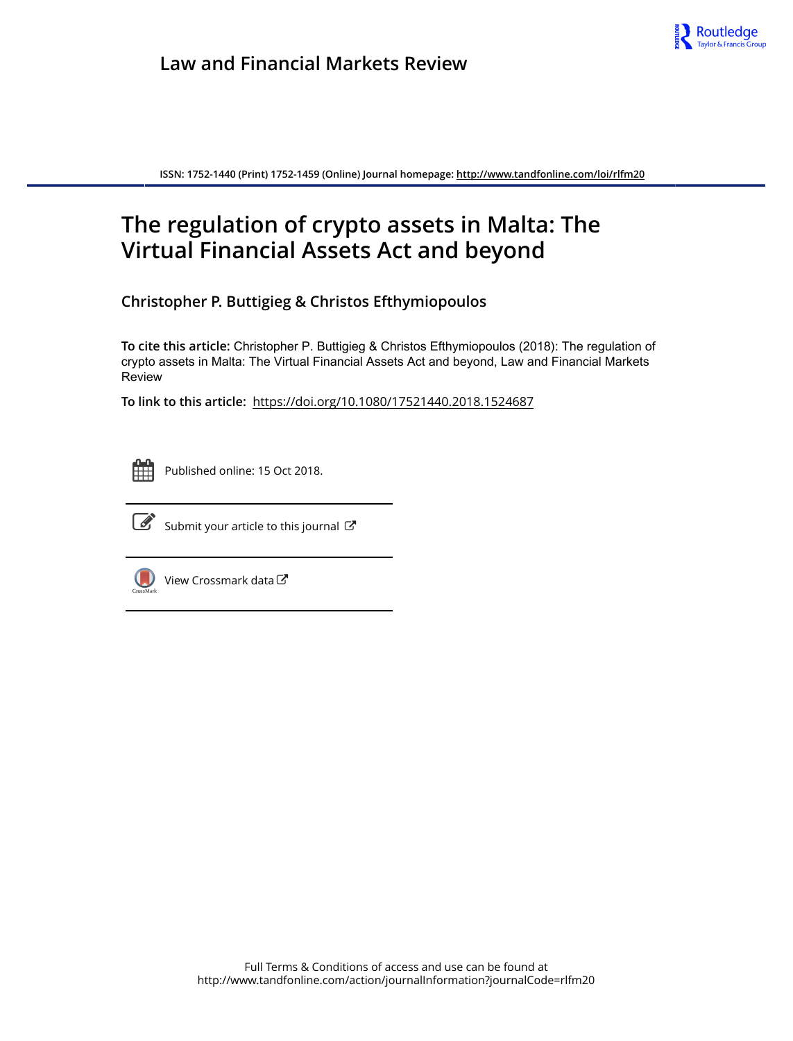Law and Financial Markets Review

ISSN: 1752-1440 (Print) 1752-1459 (Online) Journal homepage: http://www.tandfonline.com/loi/rlfm20

# The regulation of crypto assets in Malta: The Virtual Financial Assets Act and beyond

**Christopher P. Buttigieg & Christos Efthymiopoulos**

**To cite this article:** Christopher P. Buttigieg & Christos Efthymiopoulos (2018): The regulation of crypto assets in Malta: The Virtual Financial Assets Act and beyond, Law and Financial Markets Review

**To link to this article:** https://doi.org/10.1080/17521440.2018.1524687

Published online: 15 Oct 2018.

Submit your article to this journal

View Crossmark data

Full Terms & Conditions of access and use can be found at
http://www.tandfonline.com/action/journalInformation?journalCode=rlfm20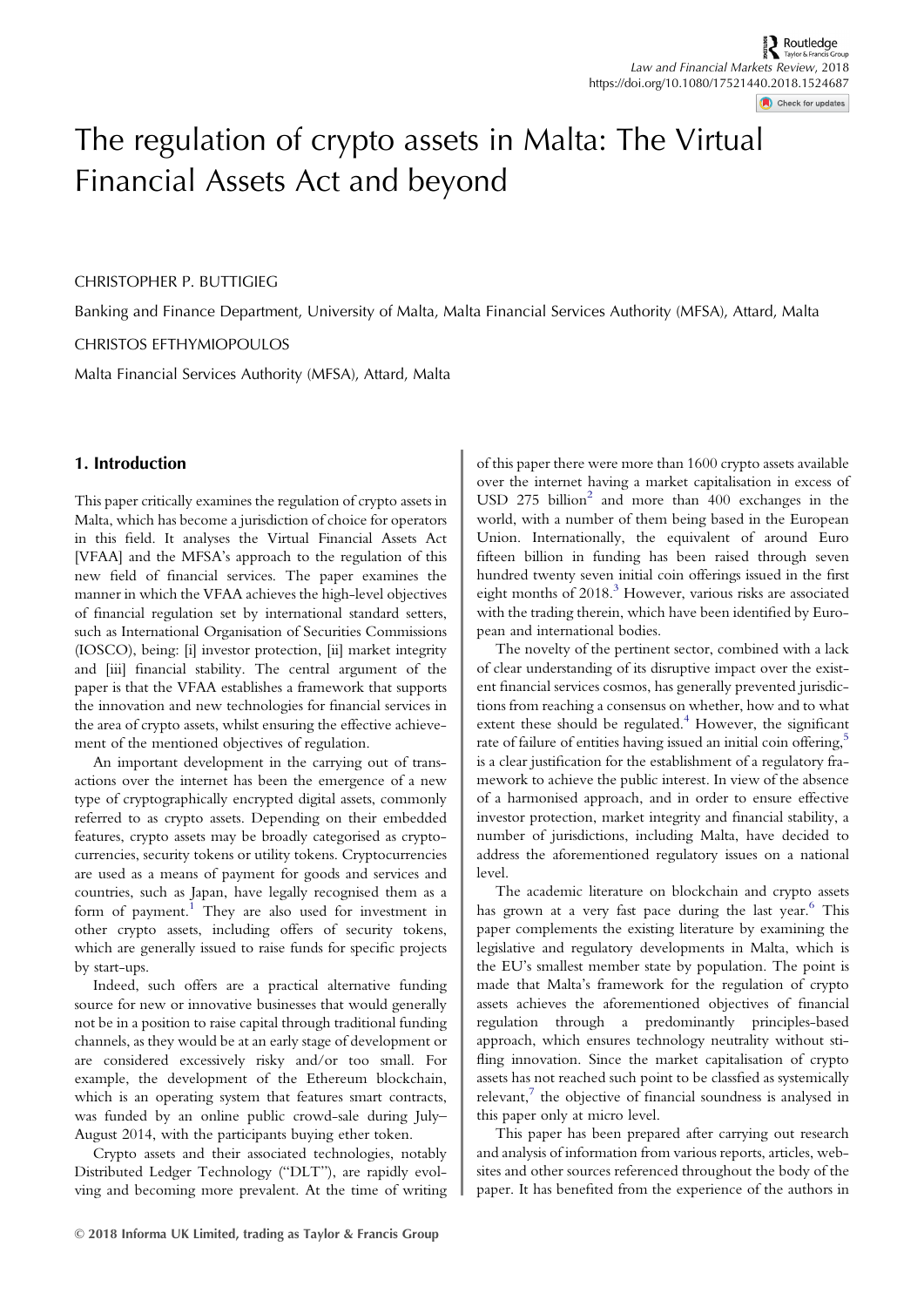# The regulation of crypto assets in Malta: The Virtual Financial Assets Act and beyond

CHRISTOPHER P. BUTTIGIEG

Banking and Finance Department, University of Malta, Malta Financial Services Authority (MFSA), Attard, Malta

CHRISTOS EFTHYMIOPOULOS

Malta Financial Services Authority (MFSA), Attard, Malta

## 1. Introduction

This paper critically examines the regulation of crypto assets in Malta, which has become a jurisdiction of choice for operators in this field. It analyses the Virtual Financial Assets Act [VFAA] and the MFSA's approach to the regulation of this new field of financial services. The paper examines the manner in which the VFAA achieves the high-level objectives of financial regulation set by international standard setters, such as International Organisation of Securities Commissions (IOSCO), being: [i] investor protection, [ii] market integrity and [iii] financial stability. The central argument of the paper is that the VFAA establishes a framework that supports the innovation and new technologies for financial services in the area of crypto assets, whilst ensuring the effective achievement of the mentioned objectives of regulation.

An important development in the carrying out of transactions over the internet has been the emergence of a new type of cryptographically encrypted digital assets, commonly referred to as crypto assets. Depending on their embedded features, crypto assets may be broadly categorised as cryptocurrencies, security tokens or utility tokens. Cryptocurrencies are used as a means of payment for goods and services and countries, such as Japan, have legally recognised them as a form of payment.[1] They are also used for investment in other crypto assets, including offers of security tokens, which are generally issued to raise funds for specific projects by start-ups.

Indeed, such offers are a practical alternative funding source for new or innovative businesses that would generally not be in a position to raise capital through traditional funding channels, as they would be at an early stage of development or are considered excessively risky and/or too small. For example, the development of the Ethereum blockchain, which is an operating system that features smart contracts, was funded by an online public crowd-sale during July–August 2014, with the participants buying ether token.

Crypto assets and their associated technologies, notably Distributed Ledger Technology ("DLT"), are rapidly evolving and becoming more prevalent. At the time of writing of this paper there were more than 1600 crypto assets available over the internet having a market capitalisation in excess of USD 275 billion[2] and more than 400 exchanges in the world, with a number of them being based in the European Union. Internationally, the equivalent of around Euro fifteen billion in funding has been raised through seven hundred twenty seven initial coin offerings issued in the first eight months of 2018.[3] However, various risks are associated with the trading therein, which have been identified by European and international bodies.

The novelty of the pertinent sector, combined with a lack of clear understanding of its disruptive impact over the existent financial services cosmos, has generally prevented jurisdictions from reaching a consensus on whether, how and to what extent these should be regulated.[4] However, the significant rate of failure of entities having issued an initial coin offering,[5] is a clear justification for the establishment of a regulatory framework to achieve the public interest. In view of the absence of a harmonised approach, and in order to ensure effective investor protection, market integrity and financial stability, a number of jurisdictions, including Malta, have decided to address the aforementioned regulatory issues on a national level.

The academic literature on blockchain and crypto assets has grown at a very fast pace during the last year.[6] This paper complements the existing literature by examining the legislative and regulatory developments in Malta, which is the EU's smallest member state by population. The point is made that Malta's framework for the regulation of crypto assets achieves the aforementioned objectives of financial regulation through a predominantly principles-based approach, which ensures technology neutrality without stifling innovation. Since the market capitalisation of crypto assets has not reached such point to be classfied as systemically relevant,[7] the objective of financial soundness is analysed in this paper only at micro level.

This paper has been prepared after carrying out research and analysis of information from various reports, articles, websites and other sources referenced throughout the body of the paper. It has benefited from the experience of the authors in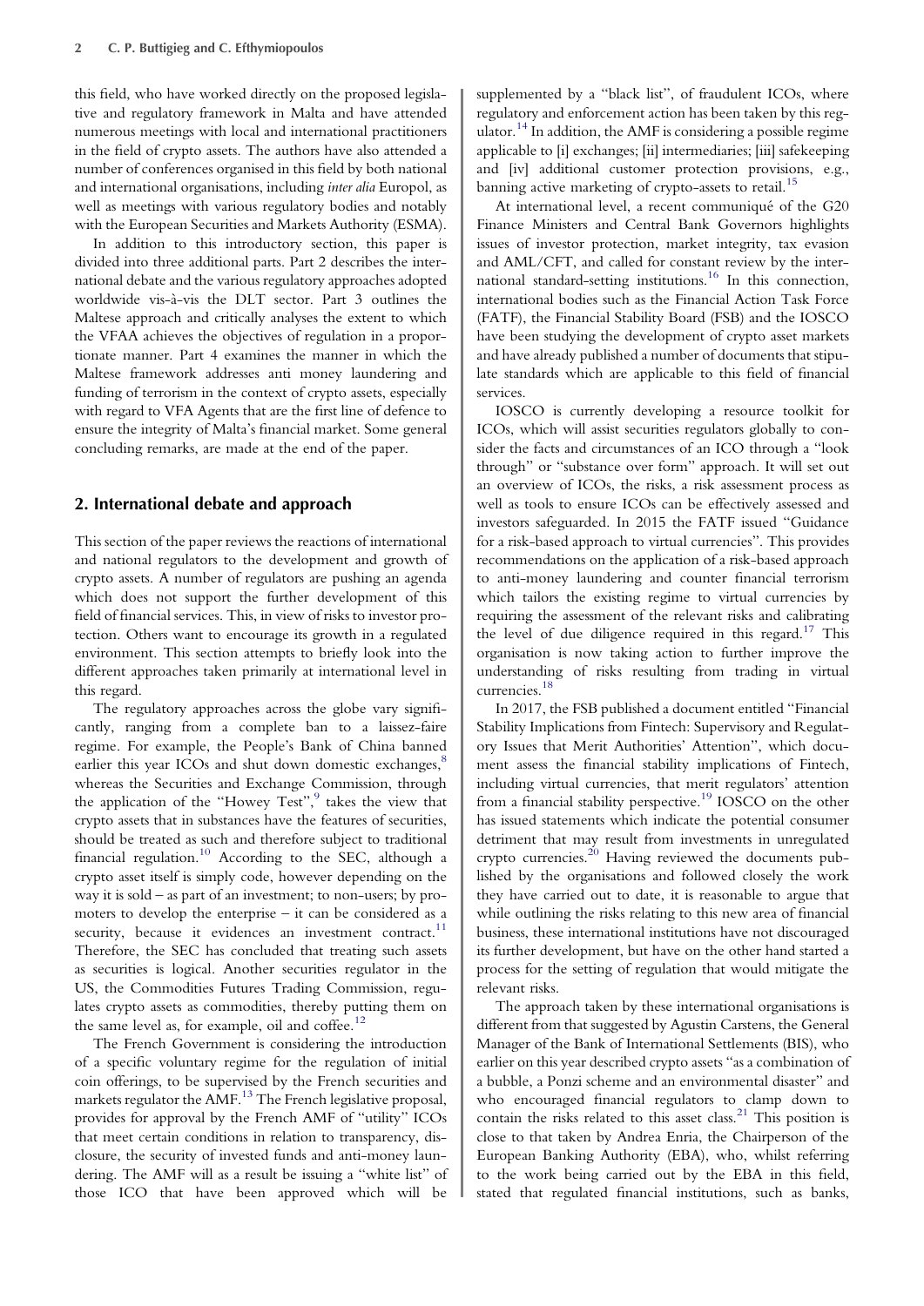this field, who have worked directly on the proposed legislative and regulatory framework in Malta and have attended numerous meetings with local and international practitioners in the field of crypto assets. The authors have also attended a number of conferences organised in this field by both national and international organisations, including *inter alia* Europol, as well as meetings with various regulatory bodies and notably with the European Securities and Markets Authority (ESMA).

In addition to this introductory section, this paper is divided into three additional parts. Part 2 describes the international debate and the various regulatory approaches adopted worldwide vis-à-vis the DLT sector. Part 3 outlines the Maltese approach and critically analyses the extent to which the VFAA achieves the objectives of regulation in a proportionate manner. Part 4 examines the manner in which the Maltese framework addresses anti money laundering and funding of terrorism in the context of crypto assets, especially with regard to VFA Agents that are the first line of defence to ensure the integrity of Malta's financial market. Some general concluding remarks, are made at the end of the paper.

## 2. International debate and approach

This section of the paper reviews the reactions of international and national regulators to the development and growth of crypto assets. A number of regulators are pushing an agenda which does not support the further development of this field of financial services. This, in view of risks to investor protection. Others want to encourage its growth in a regulated environment. This section attempts to briefly look into the different approaches taken primarily at international level in this regard.

The regulatory approaches across the globe vary significantly, ranging from a complete ban to a laissez-faire regime. For example, the People's Bank of China banned earlier this year ICOs and shut down domestic exchanges,[8] whereas the Securities and Exchange Commission, through the application of the "Howey Test",[9] takes the view that crypto assets that in substances have the features of securities, should be treated as such and therefore subject to traditional financial regulation.[10] According to the SEC, although a crypto asset itself is simply code, however depending on the way it is sold – as part of an investment; to non-users; by promoters to develop the enterprise – it can be considered as a security, because it evidences an investment contract.[11] Therefore, the SEC has concluded that treating such assets as securities is logical. Another securities regulator in the US, the Commodities Futures Trading Commission, regulates crypto assets as commodities, thereby putting them on the same level as, for example, oil and coffee.[12]

The French Government is considering the introduction of a specific voluntary regime for the regulation of initial coin offerings, to be supervised by the French securities and markets regulator the AMF.[13] The French legislative proposal, provides for approval by the French AMF of "utility" ICOs that meet certain conditions in relation to transparency, disclosure, the security of invested funds and anti-money laundering. The AMF will as a result be issuing a "white list" of those ICO that have been approved which will be supplemented by a "black list", of fraudulent ICOs, where regulatory and enforcement action has been taken by this regulator.[14] In addition, the AMF is considering a possible regime applicable to [i] exchanges; [ii] intermediaries; [iii] safekeeping and [iv] additional customer protection provisions, e.g., banning active marketing of crypto-assets to retail.[15]

At international level, a recent communiqué of the G20 Finance Ministers and Central Bank Governors highlights issues of investor protection, market integrity, tax evasion and AML/CFT, and called for constant review by the international standard-setting institutions.[16] In this connection, international bodies such as the Financial Action Task Force (FATF), the Financial Stability Board (FSB) and the IOSCO have been studying the development of crypto asset markets and have already published a number of documents that stipulate standards which are applicable to this field of financial services.

IOSCO is currently developing a resource toolkit for ICOs, which will assist securities regulators globally to consider the facts and circumstances of an ICO through a "look through" or "substance over form" approach. It will set out an overview of ICOs, the risks, a risk assessment process as well as tools to ensure ICOs can be effectively assessed and investors safeguarded. In 2015 the FATF issued "Guidance for a risk-based approach to virtual currencies". This provides recommendations on the application of a risk-based approach to anti-money laundering and counter financial terrorism which tailors the existing regime to virtual currencies by requiring the assessment of the relevant risks and calibrating the level of due diligence required in this regard.[17] This organisation is now taking action to further improve the understanding of risks resulting from trading in virtual currencies.[18]

In 2017, the FSB published a document entitled "Financial Stability Implications from Fintech: Supervisory and Regulatory Issues that Merit Authorities' Attention", which document assess the financial stability implications of Fintech, including virtual currencies, that merit regulators' attention from a financial stability perspective.[19] IOSCO on the other has issued statements which indicate the potential consumer detriment that may result from investments in unregulated crypto currencies.[20] Having reviewed the documents published by the organisations and followed closely the work they have carried out to date, it is reasonable to argue that while outlining the risks relating to this new area of financial business, these international institutions have not discouraged its further development, but have on the other hand started a process for the setting of regulation that would mitigate the relevant risks.

The approach taken by these international organisations is different from that suggested by Agustin Carstens, the General Manager of the Bank of International Settlements (BIS), who earlier on this year described crypto assets "as a combination of a bubble, a Ponzi scheme and an environmental disaster" and who encouraged financial regulators to clamp down to contain the risks related to this asset class.[21] This position is close to that taken by Andrea Enria, the Chairperson of the European Banking Authority (EBA), who, whilst referring to the work being carried out by the EBA in this field, stated that regulated financial institutions, such as banks,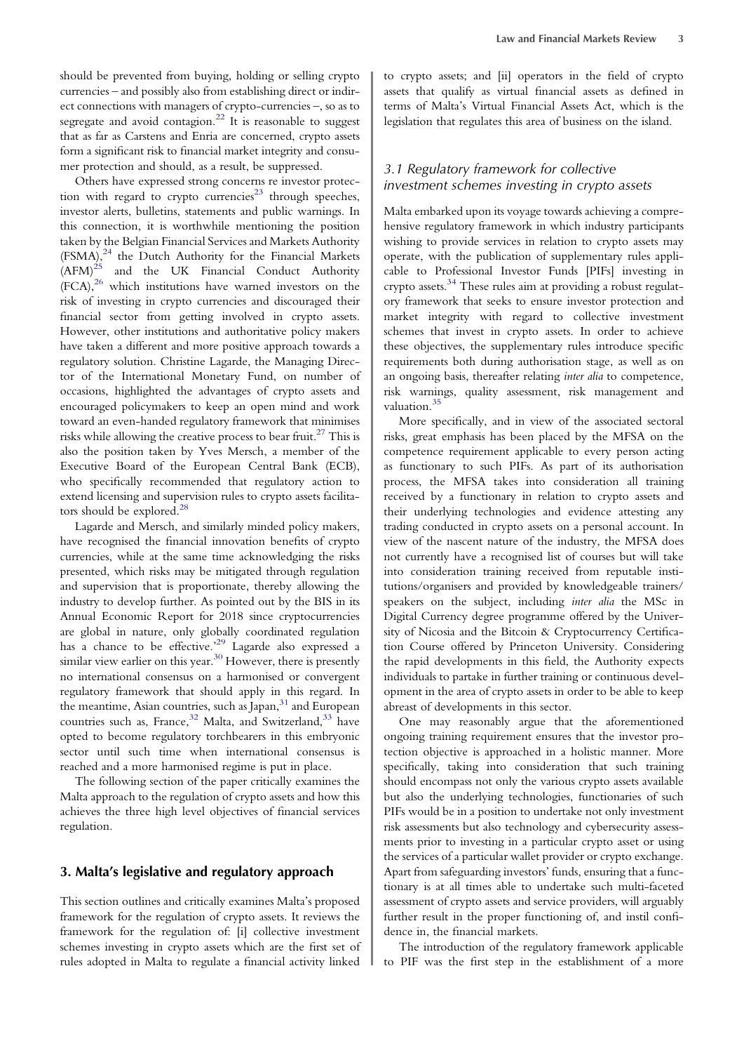should be prevented from buying, holding or selling crypto currencies – and possibly also from establishing direct or indirect connections with managers of crypto-currencies –, so as to segregate and avoid contagion.[22] It is reasonable to suggest that as far as Carstens and Enria are concerned, crypto assets form a significant risk to financial market integrity and consumer protection and should, as a result, be suppressed.

Others have expressed strong concerns re investor protection with regard to crypto currencies[23] through speeches, investor alerts, bulletins, statements and public warnings. In this connection, it is worthwhile mentioning the position taken by the Belgian Financial Services and Markets Authority (FSMA),[24] the Dutch Authority for the Financial Markets (AFM)[25] and the UK Financial Conduct Authority (FCA),[26] which institutions have warned investors on the risk of investing in crypto currencies and discouraged their financial sector from getting involved in crypto assets. However, other institutions and authoritative policy makers have taken a different and more positive approach towards a regulatory solution. Christine Lagarde, the Managing Director of the International Monetary Fund, on number of occasions, highlighted the advantages of crypto assets and encouraged policymakers to keep an open mind and work toward an even-handed regulatory framework that minimises risks while allowing the creative process to bear fruit.[27] This is also the position taken by Yves Mersch, a member of the Executive Board of the European Central Bank (ECB), who specifically recommended that regulatory action to extend licensing and supervision rules to crypto assets facilitators should be explored.[28]

Lagarde and Mersch, and similarly minded policy makers, have recognised the financial innovation benefits of crypto currencies, while at the same time acknowledging the risks presented, which risks may be mitigated through regulation and supervision that is proportionate, thereby allowing the industry to develop further. As pointed out by the BIS in its Annual Economic Report for 2018 since cryptocurrencies are global in nature, only globally coordinated regulation has a chance to be effective.'[29] Lagarde also expressed a similar view earlier on this year.[30] However, there is presently no international consensus on a harmonised or convergent regulatory framework that should apply in this regard. In the meantime, Asian countries, such as Japan,[31] and European countries such as, France,[32] Malta, and Switzerland,[33] have opted to become regulatory torchbearers in this embryonic sector until such time when international consensus is reached and a more harmonised regime is put in place.

The following section of the paper critically examines the Malta approach to the regulation of crypto assets and how this achieves the three high level objectives of financial services regulation.

## 3. Malta's legislative and regulatory approach

This section outlines and critically examines Malta's proposed framework for the regulation of crypto assets. It reviews the framework for the regulation of: [i] collective investment schemes investing in crypto assets which are the first set of rules adopted in Malta to regulate a financial activity linked to crypto assets; and [ii] operators in the field of crypto assets that qualify as virtual financial assets as defined in terms of Malta's Virtual Financial Assets Act, which is the legislation that regulates this area of business on the island.

### 3.1 Regulatory framework for collective investment schemes investing in crypto assets

Malta embarked upon its voyage towards achieving a comprehensive regulatory framework in which industry participants wishing to provide services in relation to crypto assets may operate, with the publication of supplementary rules applicable to Professional Investor Funds [PIFs] investing in crypto assets.[34] These rules aim at providing a robust regulatory framework that seeks to ensure investor protection and market integrity with regard to collective investment schemes that invest in crypto assets. In order to achieve these objectives, the supplementary rules introduce specific requirements both during authorisation stage, as well as on an ongoing basis, thereafter relating *inter alia* to competence, risk warnings, quality assessment, risk management and valuation.[35]

More specifically, and in view of the associated sectoral risks, great emphasis has been placed by the MFSA on the competence requirement applicable to every person acting as functionary to such PIFs. As part of its authorisation process, the MFSA takes into consideration all training received by a functionary in relation to crypto assets and their underlying technologies and evidence attesting any trading conducted in crypto assets on a personal account. In view of the nascent nature of the industry, the MFSA does not currently have a recognised list of courses but will take into consideration training received from reputable institutions/organisers and provided by knowledgeable trainers/speakers on the subject, including *inter alia* the MSc in Digital Currency degree programme offered by the University of Nicosia and the Bitcoin & Cryptocurrency Certification Course offered by Princeton University. Considering the rapid developments in this field, the Authority expects individuals to partake in further training or continuous development in the area of crypto assets in order to be able to keep abreast of developments in this sector.

One may reasonably argue that the aforementioned ongoing training requirement ensures that the investor protection objective is approached in a holistic manner. More specifically, taking into consideration that such training should encompass not only the various crypto assets available but also the underlying technologies, functionaries of such PIFs would be in a position to undertake not only investment risk assessments but also technology and cybersecurity assessments prior to investing in a particular crypto asset or using the services of a particular wallet provider or crypto exchange. Apart from safeguarding investors' funds, ensuring that a functionary is at all times able to undertake such multi-faceted assessment of crypto assets and service providers, will arguably further result in the proper functioning of, and instil confidence in, the financial markets.

The introduction of the regulatory framework applicable to PIF was the first step in the establishment of a more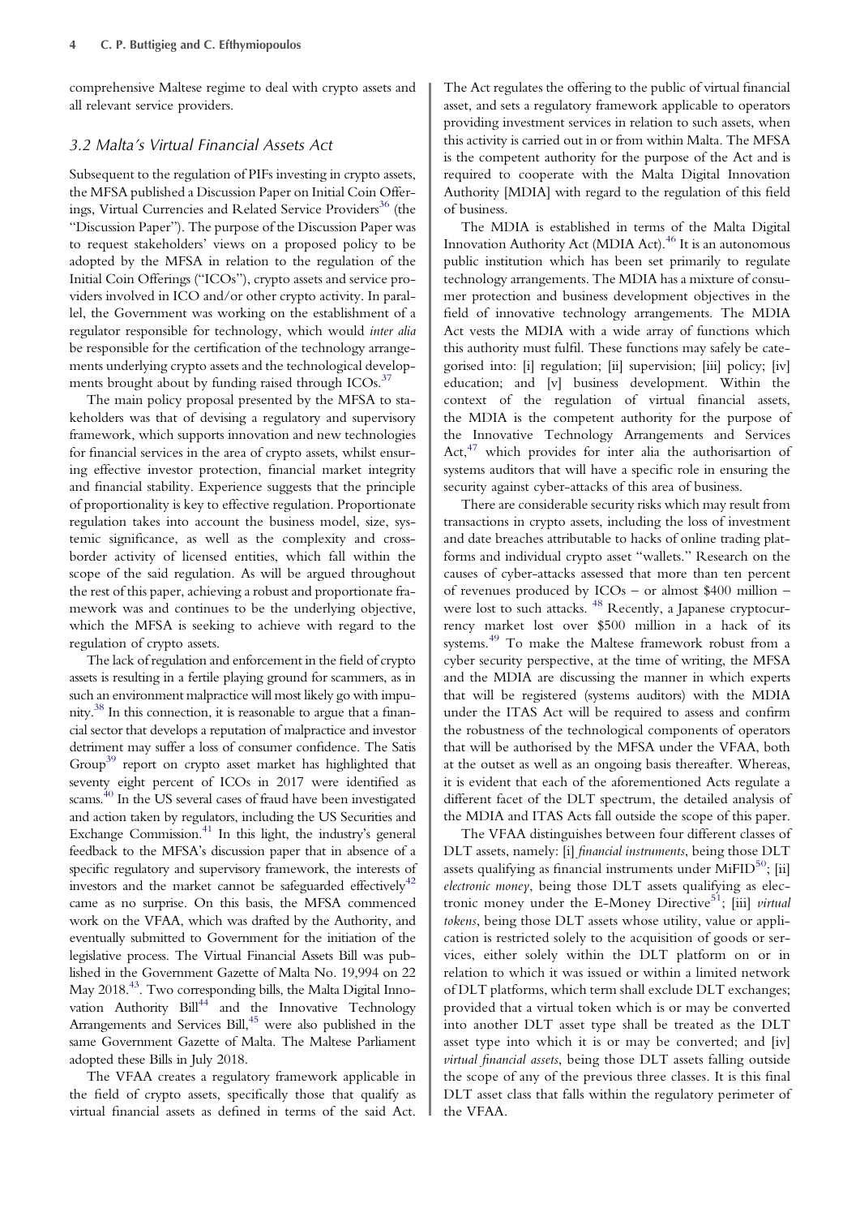comprehensive Maltese regime to deal with crypto assets and all relevant service providers.

### 3.2 Malta's Virtual Financial Assets Act

Subsequent to the regulation of PIFs investing in crypto assets, the MFSA published a Discussion Paper on Initial Coin Offerings, Virtual Currencies and Related Service Providers[36] (the "Discussion Paper"). The purpose of the Discussion Paper was to request stakeholders' views on a proposed policy to be adopted by the MFSA in relation to the regulation of the Initial Coin Offerings ("ICOs"), crypto assets and service providers involved in ICO and/or other crypto activity. In parallel, the Government was working on the establishment of a regulator responsible for technology, which would *inter alia* be responsible for the certification of the technology arrangements underlying crypto assets and the technological developments brought about by funding raised through ICOs.[37]

The main policy proposal presented by the MFSA to stakeholders was that of devising a regulatory and supervisory framework, which supports innovation and new technologies for financial services in the area of crypto assets, whilst ensuring effective investor protection, financial market integrity and financial stability. Experience suggests that the principle of proportionality is key to effective regulation. Proportionate regulation takes into account the business model, size, systemic significance, as well as the complexity and cross-border activity of licensed entities, which fall within the scope of the said regulation. As will be argued throughout the rest of this paper, achieving a robust and proportionate framework was and continues to be the underlying objective, which the MFSA is seeking to achieve with regard to the regulation of crypto assets.

The lack of regulation and enforcement in the field of crypto assets is resulting in a fertile playing ground for scammers, as in such an environment malpractice will most likely go with impunity.[38] In this connection, it is reasonable to argue that a financial sector that develops a reputation of malpractice and investor detriment may suffer a loss of consumer confidence. The Satis Group[39] report on crypto asset market has highlighted that seventy eight percent of ICOs in 2017 were identified as scams.[40] In the US several cases of fraud have been investigated and action taken by regulators, including the US Securities and Exchange Commission.[41] In this light, the industry's general feedback to the MFSA's discussion paper that in absence of a specific regulatory and supervisory framework, the interests of investors and the market cannot be safeguarded effectively[42] came as no surprise. On this basis, the MFSA commenced work on the VFAA, which was drafted by the Authority, and eventually submitted to Government for the initiation of the legislative process. The Virtual Financial Assets Bill was published in the Government Gazette of Malta No. 19,994 on 22 May 2018.[43]. Two corresponding bills, the Malta Digital Innovation Authority Bill[44] and the Innovative Technology Arrangements and Services Bill,[45] were also published in the same Government Gazette of Malta. The Maltese Parliament adopted these Bills in July 2018.

The VFAA creates a regulatory framework applicable in the field of crypto assets, specifically those that qualify as virtual financial assets as defined in terms of the said Act. The Act regulates the offering to the public of virtual financial asset, and sets a regulatory framework applicable to operators providing investment services in relation to such assets, when this activity is carried out in or from within Malta. The MFSA is the competent authority for the purpose of the Act and is required to cooperate with the Malta Digital Innovation Authority [MDIA] with regard to the regulation of this field of business.

The MDIA is established in terms of the Malta Digital Innovation Authority Act (MDIA Act).[46] It is an autonomous public institution which has been set primarily to regulate technology arrangements. The MDIA has a mixture of consumer protection and business development objectives in the field of innovative technology arrangements. The MDIA Act vests the MDIA with a wide array of functions which this authority must fulfil. These functions may safely be categorised into: [i] regulation; [ii] supervision; [iii] policy; [iv] education; and [v] business development. Within the context of the regulation of virtual financial assets, the MDIA is the competent authority for the purpose of the Innovative Technology Arrangements and Services Act,[47] which provides for inter alia the authorisartion of systems auditors that will have a specific role in ensuring the security against cyber-attacks of this area of business.

There are considerable security risks which may result from transactions in crypto assets, including the loss of investment and date breaches attributable to hacks of online trading platforms and individual crypto asset "wallets." Research on the causes of cyber-attacks assessed that more than ten percent of revenues produced by ICOs – or almost $400 million – were lost to such attacks. [48] Recently, a Japanese cryptocurrency market lost over $500 million in a hack of its systems.[49] To make the Maltese framework robust from a cyber security perspective, at the time of writing, the MFSA and the MDIA are discussing the manner in which experts that will be registered (systems auditors) with the MDIA under the ITAS Act will be required to assess and confirm the robustness of the technological components of operators that will be authorised by the MFSA under the VFAA, both at the outset as well as an ongoing basis thereafter. Whereas, it is evident that each of the aforementioned Acts regulate a different facet of the DLT spectrum, the detailed analysis of the MDIA and ITAS Acts fall outside the scope of this paper.

The VFAA distinguishes between four different classes of DLT assets, namely: [i] *financial instruments*, being those DLT assets qualifying as financial instruments under MiFID[50]; [ii] *electronic money*, being those DLT assets qualifying as electronic money under the E-Money Directive[51]; [iii] *virtual tokens*, being those DLT assets whose utility, value or application is restricted solely to the acquisition of goods or services, either solely within the DLT platform on or in relation to which it was issued or within a limited network of DLT platforms, which term shall exclude DLT exchanges; provided that a virtual token which is or may be converted into another DLT asset type shall be treated as the DLT asset type into which it is or may be converted; and [iv] *virtual financial assets*, being those DLT assets falling outside the scope of any of the previous three classes. It is this final DLT asset class that falls within the regulatory perimeter of the VFAA.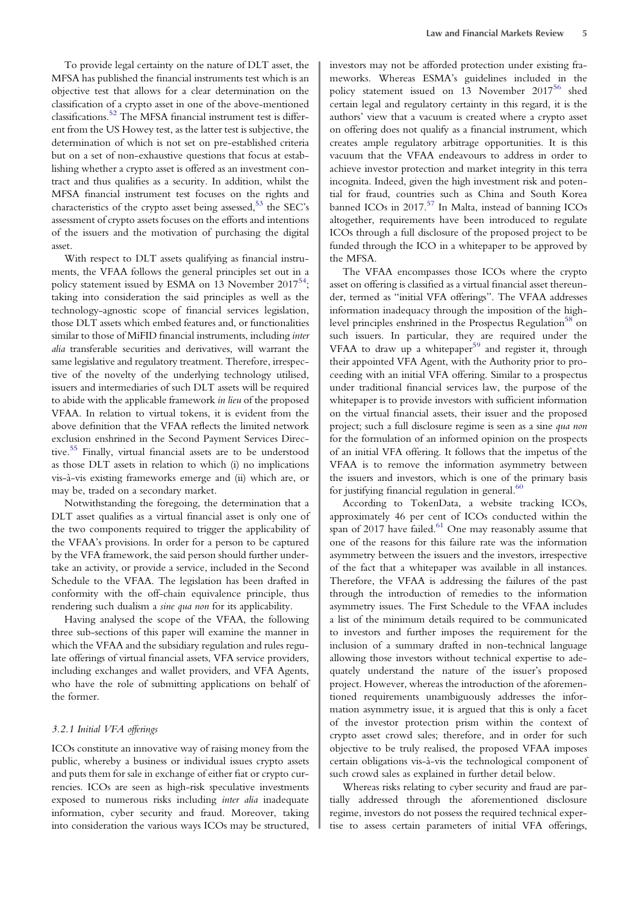To provide legal certainty on the nature of DLT asset, the MFSA has published the financial instruments test which is an objective test that allows for a clear determination on the classification of a crypto asset in one of the above-mentioned classifications.[52] The MFSA financial instrument test is different from the US Howey test, as the latter test is subjective, the determination of which is not set on pre-established criteria but on a set of non-exhaustive questions that focus at establishing whether a crypto asset is offered as an investment contract and thus qualifies as a security. In addition, whilst the MFSA financial instrument test focuses on the rights and characteristics of the crypto asset being assessed,[53] the SEC's assessment of crypto assets focuses on the efforts and intentions of the issuers and the motivation of purchasing the digital asset.

With respect to DLT assets qualifying as financial instruments, the VFAA follows the general principles set out in a policy statement issued by ESMA on 13 November 2017[54]; taking into consideration the said principles as well as the technology-agnostic scope of financial services legislation, those DLT assets which embed features and, or functionalities similar to those of MiFID financial instruments, including *inter alia* transferable securities and derivatives, will warrant the same legislative and regulatory treatment. Therefore, irrespective of the novelty of the underlying technology utilised, issuers and intermediaries of such DLT assets will be required to abide with the applicable framework *in lieu* of the proposed VFAA. In relation to virtual tokens, it is evident from the above definition that the VFAA reflects the limited network exclusion enshrined in the Second Payment Services Directive.[55] Finally, virtual financial assets are to be understood as those DLT assets in relation to which (i) no implications vis-à-vis existing frameworks emerge and (ii) which are, or may be, traded on a secondary market.

Notwithstanding the foregoing, the determination that a DLT asset qualifies as a virtual financial asset is only one of the two components required to trigger the applicability of the VFAA's provisions. In order for a person to be captured by the VFA framework, the said person should further undertake an activity, or provide a service, included in the Second Schedule to the VFAA. The legislation has been drafted in conformity with the off-chain equivalence principle, thus rendering such dualism a *sine qua non* for its applicability.

Having analysed the scope of the VFAA, the following three sub-sections of this paper will examine the manner in which the VFAA and the subsidiary regulation and rules regulate offerings of virtual financial assets, VFA service providers, including exchanges and wallet providers, and VFA Agents, who have the role of submitting applications on behalf of the former.

#### *3.2.1 Initial VFA offerings*

ICOs constitute an innovative way of raising money from the public, whereby a business or individual issues crypto assets and puts them for sale in exchange of either fiat or crypto currencies. ICOs are seen as high-risk speculative investments exposed to numerous risks including *inter alia* inadequate information, cyber security and fraud. Moreover, taking into consideration the various ways ICOs may be structured, investors may not be afforded protection under existing frameworks. Whereas ESMA's guidelines included in the policy statement issued on 13 November 2017[56] shed certain legal and regulatory certainty in this regard, it is the authors' view that a vacuum is created where a crypto asset on offering does not qualify as a financial instrument, which creates ample regulatory arbitrage opportunities. It is this vacuum that the VFAA endeavours to address in order to achieve investor protection and market integrity in this terra incognita. Indeed, given the high investment risk and potential for fraud, countries such as China and South Korea banned ICOs in 2017.[57] In Malta, instead of banning ICOs altogether, requirements have been introduced to regulate ICOs through a full disclosure of the proposed project to be funded through the ICO in a whitepaper to be approved by the MFSA.

The VFAA encompasses those ICOs where the crypto asset on offering is classified as a virtual financial asset thereunder, termed as "initial VFA offerings". The VFAA addresses information inadequacy through the imposition of the high-level principles enshrined in the Prospectus Regulation[58] on such issuers. In particular, they are required under the VFAA to draw up a whitepaper[59] and register it, through their appointed VFA Agent, with the Authority prior to proceeding with an initial VFA offering. Similar to a prospectus under traditional financial services law, the purpose of the whitepaper is to provide investors with sufficient information on the virtual financial assets, their issuer and the proposed project; such a full disclosure regime is seen as a sine *qua non* for the formulation of an informed opinion on the prospects of an initial VFA offering. It follows that the impetus of the VFAA is to remove the information asymmetry between the issuers and investors, which is one of the primary basis for justifying financial regulation in general.[60]

According to TokenData, a website tracking ICOs, approximately 46 per cent of ICOs conducted within the span of 2017 have failed.[61] One may reasonably assume that one of the reasons for this failure rate was the information asymmetry between the issuers and the investors, irrespective of the fact that a whitepaper was available in all instances. Therefore, the VFAA is addressing the failures of the past through the introduction of remedies to the information asymmetry issues. The First Schedule to the VFAA includes a list of the minimum details required to be communicated to investors and further imposes the requirement for the inclusion of a summary drafted in non-technical language allowing those investors without technical expertise to adequately understand the nature of the issuer's proposed project. However, whereas the introduction of the aforementioned requirements unambiguously addresses the information asymmetry issue, it is argued that this is only a facet of the investor protection prism within the context of crypto asset crowd sales; therefore, and in order for such objective to be truly realised, the proposed VFAA imposes certain obligations vis-à-vis the technological component of such crowd sales as explained in further detail below.

Whereas risks relating to cyber security and fraud are partially addressed through the aforementioned disclosure regime, investors do not possess the required technical expertise to assess certain parameters of initial VFA offerings,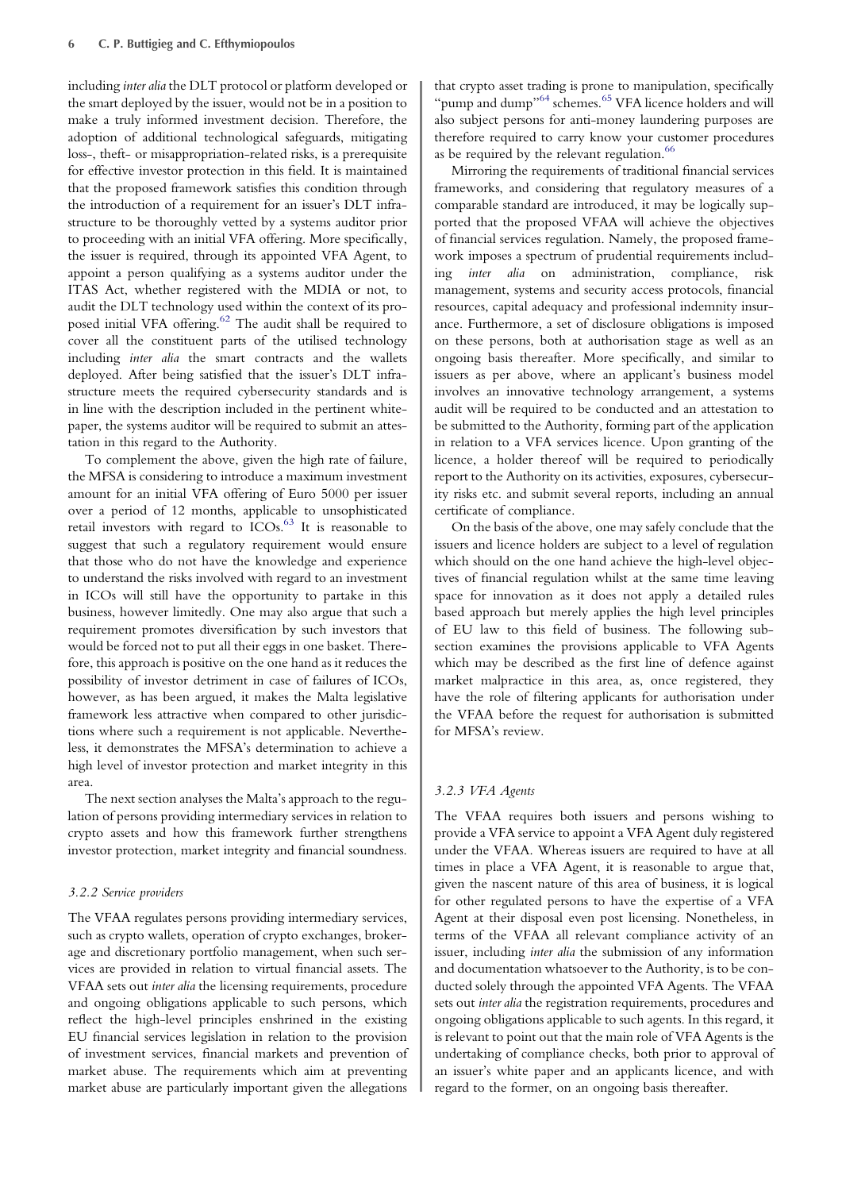including *inter alia* the DLT protocol or platform developed or the smart deployed by the issuer, would not be in a position to make a truly informed investment decision. Therefore, the adoption of additional technological safeguards, mitigating loss-, theft- or misappropriation-related risks, is a prerequisite for effective investor protection in this field. It is maintained that the proposed framework satisfies this condition through the introduction of a requirement for an issuer's DLT infrastructure to be thoroughly vetted by a systems auditor prior to proceeding with an initial VFA offering. More specifically, the issuer is required, through its appointed VFA Agent, to appoint a person qualifying as a systems auditor under the ITAS Act, whether registered with the MDIA or not, to audit the DLT technology used within the context of its proposed initial VFA offering.[62] The audit shall be required to cover all the constituent parts of the utilised technology including *inter alia* the smart contracts and the wallets deployed. After being satisfied that the issuer's DLT infrastructure meets the required cybersecurity standards and is in line with the description included in the pertinent whitepaper, the systems auditor will be required to submit an attestation in this regard to the Authority.

To complement the above, given the high rate of failure, the MFSA is considering to introduce a maximum investment amount for an initial VFA offering of Euro 5000 per issuer over a period of 12 months, applicable to unsophisticated retail investors with regard to ICOs.[63] It is reasonable to suggest that such a regulatory requirement would ensure that those who do not have the knowledge and experience to understand the risks involved with regard to an investment in ICOs will still have the opportunity to partake in this business, however limitedly. One may also argue that such a requirement promotes diversification by such investors that would be forced not to put all their eggs in one basket. Therefore, this approach is positive on the one hand as it reduces the possibility of investor detriment in case of failures of ICOs, however, as has been argued, it makes the Malta legislative framework less attractive when compared to other jurisdictions where such a requirement is not applicable. Nevertheless, it demonstrates the MFSA's determination to achieve a high level of investor protection and market integrity in this area.

The next section analyses the Malta's approach to the regulation of persons providing intermediary services in relation to crypto assets and how this framework further strengthens investor protection, market integrity and financial soundness.

### 3.2.2 Service providers

The VFAA regulates persons providing intermediary services, such as crypto wallets, operation of crypto exchanges, brokerage and discretionary portfolio management, when such services are provided in relation to virtual financial assets. The VFAA sets out *inter alia* the licensing requirements, procedure and ongoing obligations applicable to such persons, which reflect the high-level principles enshrined in the existing EU financial services legislation in relation to the provision of investment services, financial markets and prevention of market abuse. The requirements which aim at preventing market abuse are particularly important given the allegations that crypto asset trading is prone to manipulation, specifically "pump and dump"[64] schemes.[65] VFA licence holders and will also subject persons for anti-money laundering purposes are therefore required to carry out know your customer procedures as be required by the relevant regulation.[66]

Mirroring the requirements of traditional financial services frameworks, and considering that regulatory measures of a comparable standard are introduced, it may be logically supported that the proposed VFAA will achieve the objectives of financial services regulation. Namely, the proposed framework imposes a spectrum of prudential requirements including *inter alia* on administration, compliance, risk management, systems and security access protocols, financial resources, capital adequacy and professional indemnity insurance. Furthermore, a set of disclosure obligations is imposed on these persons, both at authorisation stage as well as an ongoing basis thereafter. More specifically, and similar to issuers as per above, where an applicant's business model involves an innovative technology arrangement, a systems audit will be required to be conducted and an attestation to be submitted to the Authority, forming part of the application in relation to a VFA services licence. Upon granting of the licence, a holder thereof will be required to periodically report to the Authority on its activities, exposures, cybersecurity risks etc. and submit several reports, including an annual certificate of compliance.

On the basis of the above, one may safely conclude that the issuers and licence holders are subject to a level of regulation which should on the one hand achieve the high-level objectives of financial regulation whilst at the same time leaving space for innovation as it does not apply a detailed rules based approach but merely applies the high level principles of EU law to this field of business. The following subsection examines the provisions applicable to VFA Agents which may be described as the first line of defence against market malpractice in this area, as, once registered, they have the role of filtering applicants for authorisation under the VFAA before the request for authorisation is submitted for MFSA's review.

### 3.2.3 VFA Agents

The VFAA requires both issuers and persons wishing to provide a VFA service to appoint a VFA Agent duly registered under the VFAA. Whereas issuers are required to have at all times in place a VFA Agent, it is reasonable to argue that, given the nascent nature of this area of business, it is logical for other regulated persons to have the expertise of a VFA Agent at their disposal even post licensing. Nonetheless, in terms of the VFAA all relevant compliance activity of an issuer, including *inter alia* the submission of any information and documentation whatsoever to the Authority, is to be conducted solely through the appointed VFA Agents. The VFAA sets out *inter alia* the registration requirements, procedures and ongoing obligations applicable to such agents. In this regard, it is relevant to point out that the main role of VFA Agents is the undertaking of compliance checks, both prior to approval of an issuer's white paper and an applicants licence, and with regard to the former, on an ongoing basis thereafter.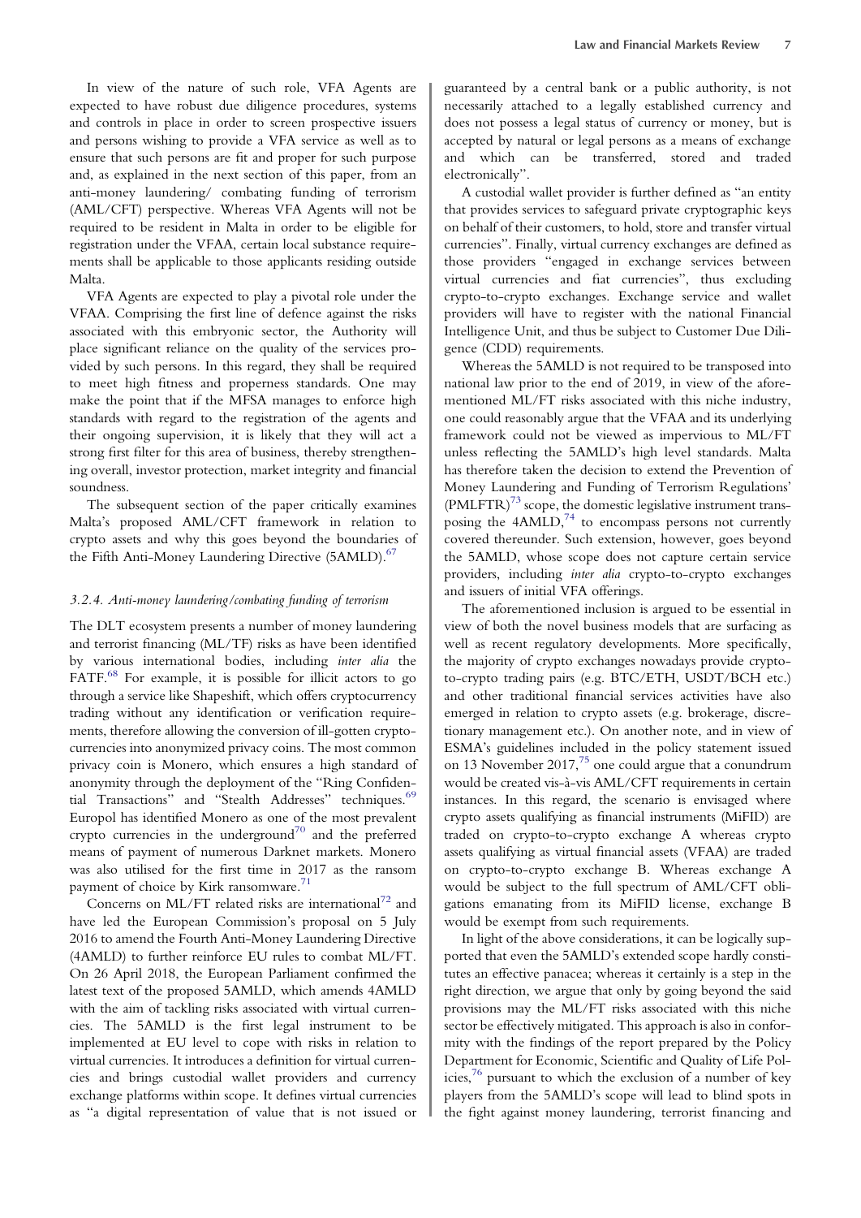In view of the nature of such role, VFA Agents are expected to have robust due diligence procedures, systems and controls in place in order to screen prospective issuers and persons wishing to provide a VFA service as well as to ensure that such persons are fit and proper for such purpose and, as explained in the next section of this paper, from an anti-money laundering/ combating funding of terrorism (AML/CFT) perspective. Whereas VFA Agents will not be required to be resident in Malta in order to be eligible for registration under the VFAA, certain local substance requirements shall be applicable to those applicants residing outside Malta.

VFA Agents are expected to play a pivotal role under the VFAA. Comprising the first line of defence against the risks associated with this embryonic sector, the Authority will place significant reliance on the quality of the services provided by such persons. In this regard, they shall be required to meet high fitness and properness standards. One may make the point that if the MFSA manages to enforce high standards with regard to the registration of the agents and their ongoing supervision, it is likely that they will act a strong first filter for this area of business, thereby strengthening overall, investor protection, market integrity and financial soundness.

The subsequent section of the paper critically examines Malta's proposed AML/CFT framework in relation to crypto assets and why this goes beyond the boundaries of the Fifth Anti-Money Laundering Directive (5AMLD).[67]

#### 3.2.4. Anti-money laundering/combating funding of terrorism

The DLT ecosystem presents a number of money laundering and terrorist financing (ML/TF) risks as have been identified by various international bodies, including *inter alia* the FATF.[68] For example, it is possible for illicit actors to go through a service like Shapeshift, which offers cryptocurrency trading without any identification or verification requirements, therefore allowing the conversion of ill-gotten cryptocurrencies into anonymized privacy coins. The most common privacy coin is Monero, which ensures a high standard of anonymity through the deployment of the "Ring Confidential Transactions" and "Stealth Addresses" techniques.[69] Europol has identified Monero as one of the most prevalent crypto currencies in the underground[70] and the preferred means of payment of numerous Darknet markets. Monero was also utilised for the first time in 2017 as the ransom payment of choice by Kirk ransomware.[71]

Concerns on ML/FT related risks are international[72] and have led the European Commission's proposal on 5 July 2016 to amend the Fourth Anti-Money Laundering Directive (4AMLD) to further reinforce EU rules to combat ML/FT. On 26 April 2018, the European Parliament confirmed the latest text of the proposed 5AMLD, which amends 4AMLD with the aim of tackling risks associated with virtual currencies. The 5AMLD is the first legal instrument to be implemented at EU level to cope with risks in relation to virtual currencies. It introduces a definition for virtual currencies and brings custodial wallet providers and currency exchange platforms within scope. It defines virtual currencies as "a digital representation of value that is not issued or guaranteed by a central bank or a public authority, is not necessarily attached to a legally established currency and does not possess a legal status of currency or money, but is accepted by natural or legal persons as a means of exchange and which can be transferred, stored and traded electronically".

A custodial wallet provider is further defined as "an entity that provides services to safeguard private cryptographic keys on behalf of their customers, to hold, store and transfer virtual currencies". Finally, virtual currency exchanges are defined as those providers "engaged in exchange services between virtual currencies and fiat currencies", thus excluding crypto-to-crypto exchanges. Exchange service and wallet providers will have to register with the national Financial Intelligence Unit, and thus be subject to Customer Due Diligence (CDD) requirements.

Whereas the 5AMLD is not required to be transposed into national law prior to the end of 2019, in view of the aforementioned ML/FT risks associated with this niche industry, one could reasonably argue that the VFAA and its underlying framework could not be viewed as impervious to ML/FT unless reflecting the 5AMLD's high level standards. Malta has therefore taken the decision to extend the Prevention of Money Laundering and Funding of Terrorism Regulations' (PMLFTR)[73] scope, the domestic legislative instrument transposing the 4AMLD,[74] to encompass persons not currently covered thereunder. Such extension, however, goes beyond the 5AMLD, whose scope does not capture certain service providers, including *inter alia* crypto-to-crypto exchanges and issuers of initial VFA offerings.

The aforementioned inclusion is argued to be essential in view of both the novel business models that are surfacing as well as recent regulatory developments. More specifically, the majority of crypto exchanges nowadays provide crypto-to-crypto trading pairs (e.g. BTC/ETH, USDT/BCH etc.) and other traditional financial services activities have also emerged in relation to crypto assets (e.g. brokerage, discretionary management etc.). On another note, and in view of ESMA's guidelines included in the policy statement issued on 13 November 2017,[75] one could argue that a conundrum would be created vis-à-vis AML/CFT requirements in certain instances. In this regard, the scenario is envisaged where crypto assets qualifying as financial instruments (MiFID) are traded on crypto-to-crypto exchange A whereas crypto assets qualifying as virtual financial assets (VFAA) are traded on crypto-to-crypto exchange B. Whereas exchange A would be subject to the full spectrum of AML/CFT obligations emanating from its MiFID license, exchange B would be exempt from such requirements.

In light of the above considerations, it can be logically supported that even the 5AMLD's extended scope hardly constitutes an effective panacea; whereas it certainly is a step in the right direction, we argue that only by going beyond the said provisions may the ML/FT risks associated with this niche sector be effectively mitigated. This approach is also in conformity with the findings of the report prepared by the Policy Department for Economic, Scientific and Quality of Life Policies,[76] pursuant to which the exclusion of a number of key players from the 5AMLD's scope will lead to blind spots in the fight against money laundering, terrorist financing and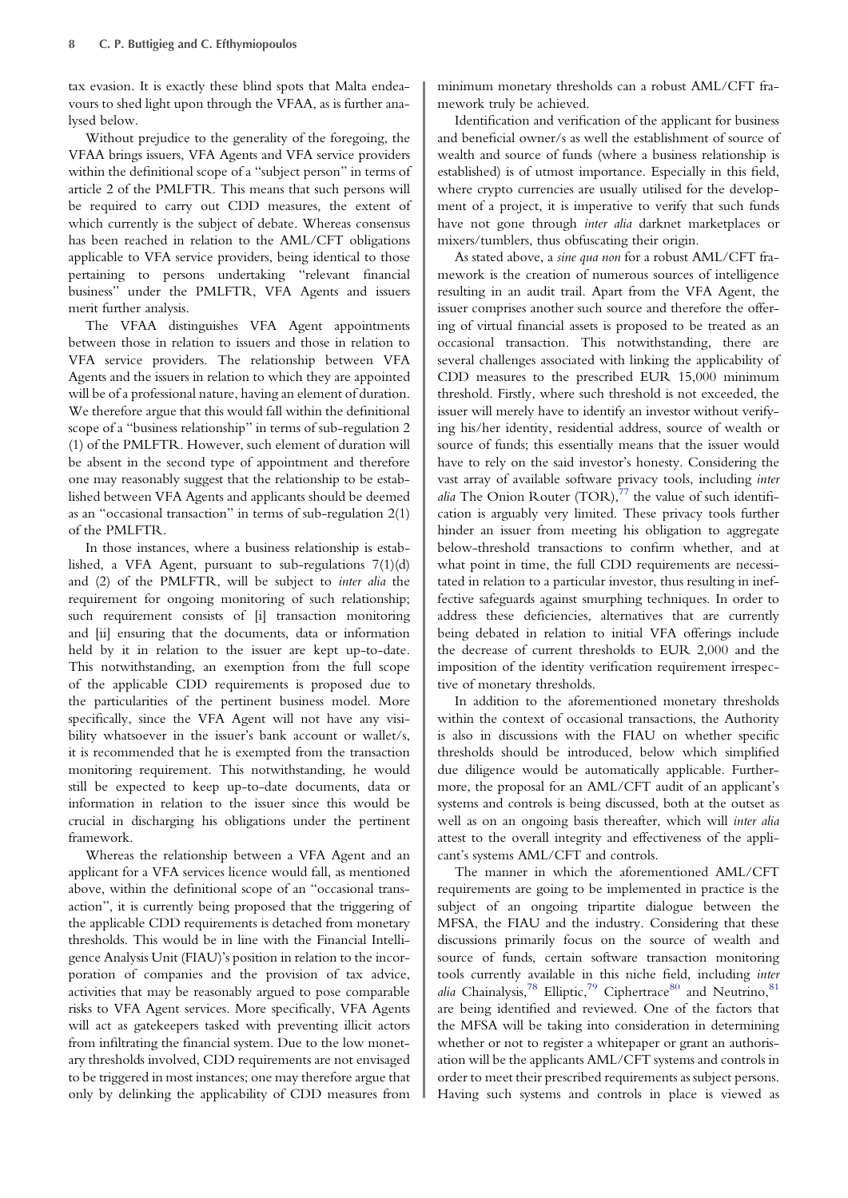tax evasion. It is exactly these blind spots that Malta endeavours to shed light upon through the VFAA, as is further analysed below.

Without prejudice to the generality of the foregoing, the VFAA brings issuers, VFA Agents and VFA service providers within the definitional scope of a "subject person" in terms of article 2 of the PMLFTR. This means that such persons will be required to carry out CDD measures, the extent of which currently is the subject of debate. Whereas consensus has been reached in relation to the AML/CFT obligations applicable to VFA service providers, being identical to those pertaining to persons undertaking "relevant financial business" under the PMLFTR, VFA Agents and issuers merit further analysis.

The VFAA distinguishes VFA Agent appointments between those in relation to issuers and those in relation to VFA service providers. The relationship between VFA Agents and the issuers in relation to which they are appointed will be of a professional nature, having an element of duration. We therefore argue that this would fall within the definitional scope of a "business relationship" in terms of sub-regulation 2 (1) of the PMLFTR. However, such element of duration will be absent in the second type of appointment and therefore one may reasonably suggest that the relationship to be established between VFA Agents and applicants should be deemed as an "occasional transaction" in terms of sub-regulation 2(1) of the PMLFTR.

In those instances, where a business relationship is established, a VFA Agent, pursuant to sub-regulations 7(1)(d) and (2) of the PMLFTR, will be subject to *inter alia* the requirement for ongoing monitoring of such relationship; such requirement consists of [i] transaction monitoring and [ii] ensuring that the documents, data or information held by it in relation to the issuer are kept up-to-date. This notwithstanding, an exemption from the full scope of the applicable CDD requirements is proposed due to the particularities of the pertinent business model. More specifically, since the VFA Agent will not have any visibility whatsoever in the issuer's bank account or wallet/s, it is recommended that he is exempted from the transaction monitoring requirement. This notwithstanding, he would still be expected to keep up-to-date documents, data or information in relation to the issuer since this would be crucial in discharging his obligations under the pertinent framework.

Whereas the relationship between a VFA Agent and an applicant for a VFA services licence would fall, as mentioned above, within the definitional scope of an "occasional transaction", it is currently being proposed that the triggering of the applicable CDD requirements is detached from monetary thresholds. This would be in line with the Financial Intelligence Analysis Unit (FIAU)'s position in relation to the incorporation of companies and the provision of tax advice, activities that may be reasonably argued to pose comparable risks to VFA Agent services. More specifically, VFA Agents will act as gatekeepers tasked with preventing illicit actors from infiltrating the financial system. Due to the low monetary thresholds involved, CDD requirements are not envisaged to be triggered in most instances; one may therefore argue that only by delinking the applicability of CDD measures from minimum monetary thresholds can a robust AML/CFT framework truly be achieved.

Identification and verification of the applicant for business and beneficial owner/s as well the establishment of source of wealth and source of funds (where a business relationship is established) is of utmost importance. Especially in this field, where crypto currencies are usually utilised for the development of a project, it is imperative to verify that such funds have not gone through *inter alia* darknet marketplaces or mixers/tumblers, thus obfuscating their origin.

As stated above, a *sine qua non* for a robust AML/CFT framework is the creation of numerous sources of intelligence resulting in an audit trail. Apart from the VFA Agent, the issuer comprises another such source and therefore the offering of virtual financial assets is proposed to be treated as an occasional transaction. This notwithstanding, there are several challenges associated with linking the applicability of CDD measures to the prescribed EUR 15,000 minimum threshold. Firstly, where such threshold is not exceeded, the issuer will merely have to identify an investor without verifying his/her identity, residential address, source of wealth or source of funds; this essentially means that the issuer would have to rely on the said investor's honesty. Considering the vast array of available software privacy tools, including *inter alia* The Onion Router (TOR),[77] the value of such identification is arguably very limited. These privacy tools further hinder an issuer from meeting his obligation to aggregate below-threshold transactions to confirm whether, and at what point in time, the full CDD requirements are necessitated in relation to a particular investor, thus resulting in ineffective safeguards against smurphing techniques. In order to address these deficiencies, alternatives that are currently being debated in relation to initial VFA offerings include the decrease of current thresholds to EUR 2,000 and the imposition of the identity verification requirement irrespective of monetary thresholds.

In addition to the aforementioned monetary thresholds within the context of occasional transactions, the Authority is also in discussions with the FIAU on whether specific thresholds should be introduced, below which simplified due diligence would be automatically applicable. Furthermore, the proposal for an AML/CFT audit of an applicant's systems and controls is being discussed, both at the outset as well as on an ongoing basis thereafter, which will *inter alia* attest to the overall integrity and effectiveness of the applicant's systems AML/CFT and controls.

The manner in which the aforementioned AML/CFT requirements are going to be implemented in practice is the subject of an ongoing tripartite dialogue between the MFSA, the FIAU and the industry. Considering that these discussions primarily focus on the source of wealth and source of funds, certain software transaction monitoring tools currently available in this niche field, including *inter alia* Chainalysis,[78] Elliptic,[79] Ciphertrace[80] and Neutrino,[81] are being identified and reviewed. One of the factors that the MFSA will be taking into consideration in determining whether or not to register a whitepaper or grant an authorisation will be the applicants AML/CFT systems and controls in order to meet their prescribed requirements as subject persons. Having such systems and controls in place is viewed as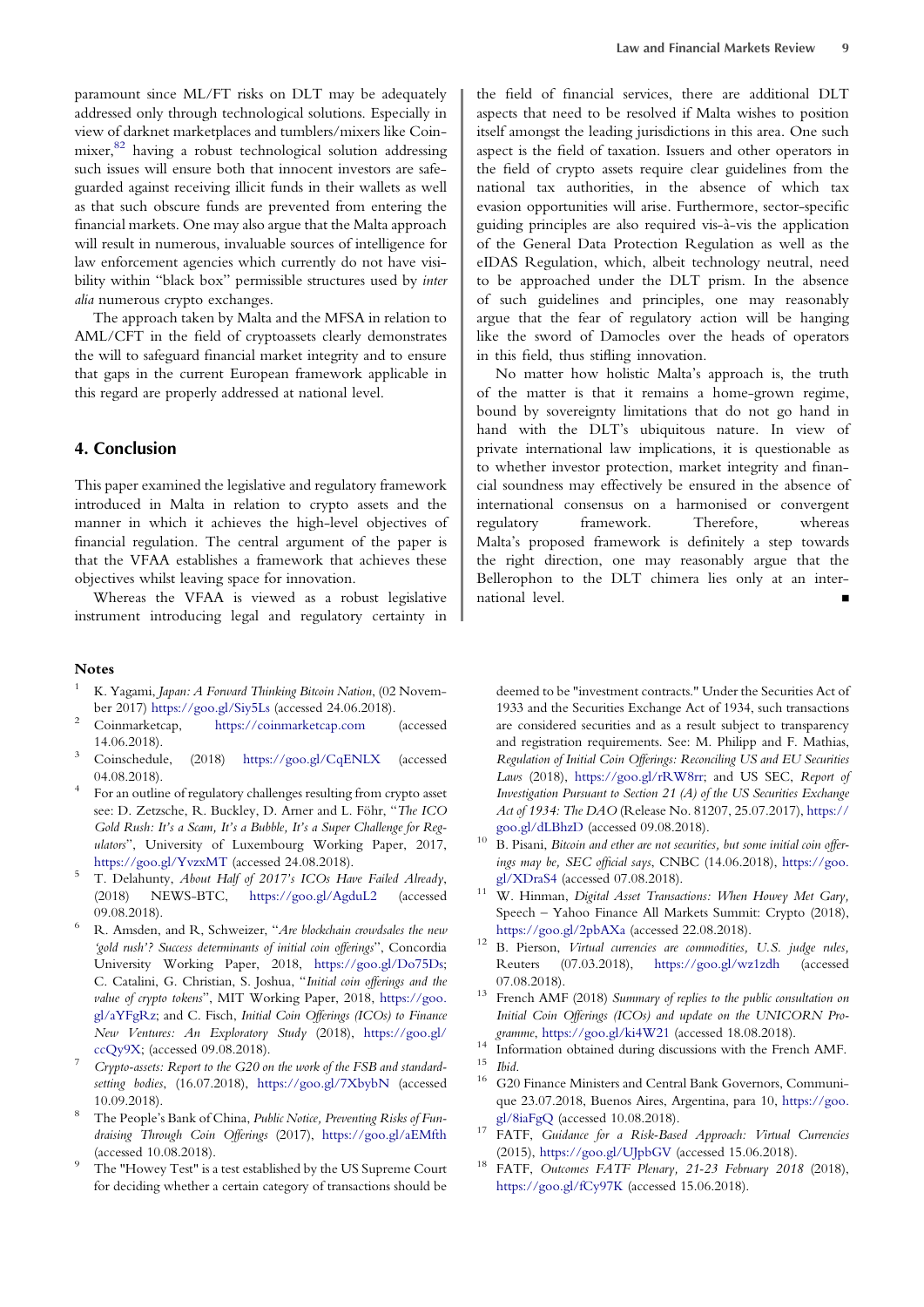paramount since ML/FT risks on DLT may be adequately addressed only through technological solutions. Especially in view of darknet marketplaces and tumblers/mixers like Coinmixer,[82] having a robust technological solution addressing such issues will ensure both that innocent investors are safeguarded against receiving illicit funds in their wallets as well as that such obscure funds are prevented from entering the financial markets. One may also argue that the Malta approach will result in numerous, invaluable sources of intelligence for law enforcement agencies which currently do not have visibility within "black box" permissible structures used by *inter alia* numerous crypto exchanges.

The approach taken by Malta and the MFSA in relation to AML/CFT in the field of cryptoassets clearly demonstrates the will to safeguard financial market integrity and to ensure that gaps in the current European framework applicable in this regard are properly addressed at national level.

## 4. Conclusion

This paper examined the legislative and regulatory framework introduced in Malta in relation to crypto assets and the manner in which it achieves the high-level objectives of financial regulation. The central argument of the paper is that the VFAA establishes a framework that achieves these objectives whilst leaving space for innovation.

Whereas the VFAA is viewed as a robust legislative instrument introducing legal and regulatory certainty in the field of financial services, there are additional DLT aspects that need to be resolved if Malta wishes to position itself amongst the leading jurisdictions in this area. One such aspect is the field of taxation. Issuers and other operators in the field of crypto assets require clear guidelines from the national tax authorities, in the absence of which tax evasion opportunities will arise. Furthermore, sector-specific guiding principles are also required vis-à-vis the application of the General Data Protection Regulation as well as the eIDAS Regulation, which, albeit technology neutral, need to be approached under the DLT prism. In the absence of such guidelines and principles, one may reasonably argue that the fear of regulatory action will be hanging like the sword of Damocles over the heads of operators in this field, thus stifling innovation.

No matter how holistic Malta's approach is, the truth of the matter is that it remains a home-grown regime, bound by sovereignty limitations that do not go hand in hand with the DLT's ubiquitous nature. In view of private international law implications, it is questionable as to whether investor protection, market integrity and financial soundness may effectively be ensured in the absence of international consensus on a harmonised or convergent regulatory framework. Therefore, whereas Malta's proposed framework is definitely a step towards the right direction, one may reasonably argue that the Bellerophon to the DLT chimera lies only at an international level. ■

### Notes

1. K. Yagami, *Japan: A Forward Thinking Bitcoin Nation*, (02 November 2017) https://goo.gl/Siy5Ls (accessed 24.06.2018).
2. Coinmarketcap, https://coinmarketcap.com (accessed 14.06.2018).
3. Coinschedule, (2018) https://goo.gl/CqENLX (accessed 04.08.2018).
4. For an outline of regulatory challenges resulting from crypto asset see: D. Zetzsche, R. Buckley, D. Arner and L. Föhr, "*The ICO Gold Rush: It's a Scam, It's a Bubble, It's a Super Challenge for Regulators*", University of Luxembourg Working Paper, 2017, https://goo.gl/YvzxMT (accessed 24.08.2018).
5. T. Delahunty, *About Half of 2017's ICOs Have Failed Already*, (2018) NEWS-BTC, https://goo.gl/AgduL2 (accessed 09.08.2018).
6. R. Amsden, and R, Schweizer, "*Are blockchain crowdsales the new 'gold rush'? Success determinants of initial coin offerings*", Concordia University Working Paper, 2018, https://goo.gl/Do75Ds; C. Catalini, G. Christian, S. Joshua, "*Initial coin offerings and the value of crypto tokens*", MIT Working Paper, 2018, https://goo.gl/aYFgRz; and C. Fisch, *Initial Coin Offerings (ICOs) to Finance New Ventures: An Exploratory Study* (2018), https://goo.gl/ccQy9X; (accessed 09.08.2018).
7. *Crypto-assets: Report to the G20 on the work of the FSB and standard-setting bodies*, (16.07.2018), https://goo.gl/7XbybN (accessed 10.09.2018).
8. The People's Bank of China, *Public Notice, Preventing Risks of Fundraising Through Coin Offerings* (2017), https://goo.gl/aEMfth (accessed 10.08.2018).
9. The "Howey Test" is a test established by the US Supreme Court for deciding whether a certain category of transactions should be deemed to be "investment contracts." Under the Securities Act of 1933 and the Securities Exchange Act of 1934, such transactions are considered securities and as a result subject to transparency and registration requirements. See: M. Philipp and F. Mathias, *Regulation of Initial Coin Offerings: Reconciling US and EU Securities Laws* (2018), https://goo.gl/rRW8rr; and US SEC, *Report of Investigation Pursuant to Section 21 (A) of the US Securities Exchange Act of 1934: The DAO* (Release No. 81207, 25.07.2017), https://goo.gl/dLBhzD (accessed 09.08.2018).
10. B. Pisani, *Bitcoin and ether are not securities, but some initial coin offerings may be, SEC official says*, CNBC (14.06.2018), https://goo.gl/XDraS4 (accessed 07.08.2018).
11. W. Hinman, *Digital Asset Transactions: When Howey Met Gary*, Speech – Yahoo Finance All Markets Summit: Crypto (2018), https://goo.gl/2pbAXa (accessed 22.08.2018).
12. B. Pierson, *Virtual currencies are commodities, U.S. judge rules*, Reuters (07.03.2018), https://goo.gl/wz1zdh (accessed 07.08.2018).
13. French AMF (2018) *Summary of replies to the public consultation on Initial Coin Offerings (ICOs) and update on the UNICORN Programme*, https://goo.gl/ki4W21 (accessed 18.08.2018).
14. Information obtained during discussions with the French AMF.
15. *Ibid.*
16. G20 Finance Ministers and Central Bank Governors, Communique 23.07.2018, Buenos Aires, Argentina, para 10, https://goo.gl/8iaFgQ (accessed 10.08.2018).
17. FATF, *Guidance for a Risk-Based Approach: Virtual Currencies* (2015), https://goo.gl/UJpbGV (accessed 15.06.2018).
18. FATF, *Outcomes FATF Plenary, 21-23 February 2018* (2018), https://goo.gl/fCy97K (accessed 15.06.2018).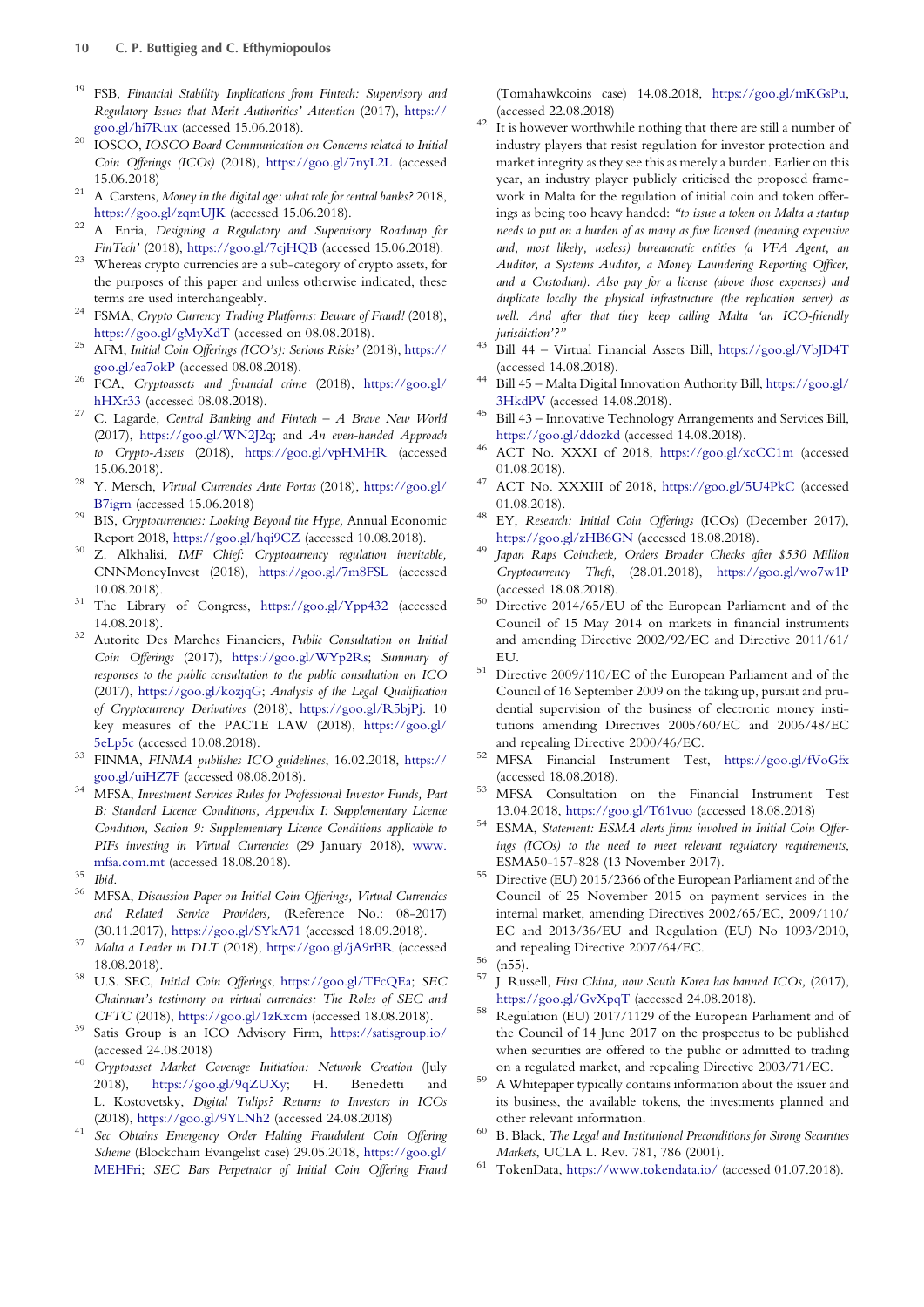[19] FSB, *Financial Stability Implications from Fintech: Supervisory and Regulatory Issues that Merit Authorities' Attention* (2017), https://goo.gl/hi7Rux (accessed 15.06.2018).

[20] IOSCO, *IOSCO Board Communication on Concerns related to Initial Coin Offerings (ICOs)* (2018), https://goo.gl/7nyL2L (accessed 15.06.2018)

[21] A. Carstens, *Money in the digital age: what role for central banks?* 2018, https://goo.gl/zqmUJK (accessed 15.06.2018).

[22] A. Enria, *Designing a Regulatory and Supervisory Roadmap for FinTech'* (2018), https://goo.gl/7cjHQB (accessed 15.06.2018).

[23] Whereas crypto currencies are a sub-category of crypto assets, for the purposes of this paper and unless otherwise indicated, these terms are used interchangeably.

[24] FSMA, *Crypto Currency Trading Platforms: Beware of Fraud!* (2018), https://goo.gl/gMyXdT (accessed on 08.08.2018).

[25] AFM, *Initial Coin Offerings (ICO's): Serious Risks'* (2018), https://goo.gl/ea7okP (accessed 08.08.2018).

[26] FCA, *Cryptoassets and financial crime* (2018), https://goo.gl/hHXr33 (accessed 08.08.2018).

[27] C. Lagarde, *Central Banking and Fintech – A Brave New World* (2017), https://goo.gl/WN2J2q; and *An even-handed Approach to Crypto-Assets* (2018), https://goo.gl/vpHMHR (accessed 15.06.2018).

[28] Y. Mersch, *Virtual Currencies Ante Portas* (2018), https://goo.gl/B7igrn (accessed 15.06.2018)

[29] BIS, *Cryptocurrencies: Looking Beyond the Hype*, Annual Economic Report 2018, https://goo.gl/hqi9CZ (accessed 10.08.2018).

[30] Z. Alkhalisi, *IMF Chief: Cryptocurrency regulation inevitable*, CNNMoneyInvest (2018), https://goo.gl/7m8FSL (accessed 10.08.2018).

[31] The Library of Congress, https://goo.gl/Ypp432 (accessed 14.08.2018).

[32] Autorite Des Marches Financiers, *Public Consultation on Initial Coin Offerings* (2017), https://goo.gl/WYp2Rs; *Summary of responses to the public consultation to the public consultation on ICO* (2017), https://goo.gl/kozjqG; *Analysis of the Legal Qualification of Cryptocurrency Derivatives* (2018), https://goo.gl/R5bjPj. 10 key measures of the PACTE LAW (2018), https://goo.gl/5eLp5c (accessed 10.08.2018).

[33] FINMA, *FINMA publishes ICO guidelines*, 16.02.2018, https://goo.gl/uiHZ7F (accessed 08.08.2018).

[34] MFSA, *Investment Services Rules for Professional Investor Funds, Part B: Standard Licence Conditions, Appendix I: Supplementary Licence Condition, Section 9: Supplementary Licence Conditions applicable to PIFs investing in Virtual Currencies* (29 January 2018), www.mfsa.com.mt (accessed 18.08.2018).

[35] *Ibid.*

[36] MFSA, *Discussion Paper on Initial Coin Offerings, Virtual Currencies and Related Service Providers*, (Reference No.: 08-2017) (30.11.2017), https://goo.gl/SYkA71 (accessed 18.09.2018).

[37] *Malta a Leader in DLT* (2018), https://goo.gl/jA9rBR (accessed 18.08.2018).

[38] U.S. SEC, *Initial Coin Offerings*, https://goo.gl/TFcQEa; *SEC Chairman's testimony on virtual currencies: The Roles of SEC and CFTC* (2018), https://goo.gl/1zKxcm (accessed 18.08.2018).

[39] Satis Group is an ICO Advisory Firm, https://satisgroup.io/ (accessed 24.08.2018)

[40] *Cryptoasset Market Coverage Initiation: Network Creation* (July 2018), https://goo.gl/9qZUXy; H. Benedetti and L. Kostovetsky, *Digital Tulips? Returns to Investors in ICOs* (2018), https://goo.gl/9YLNh2 (accessed 24.08.2018)

[41] *Sec Obtains Emergency Order Halting Fraudulent Coin Offering Scheme* (Blockchain Evangelist case) 29.05.2018, https://goo.gl/MEHFri; *SEC Bars Perpetrator of Initial Coin Offering Fraud* (Tomahawkcoins case) 14.08.2018, https://goo.gl/mKGsPu, (accessed 22.08.2018)

[42] It is however worthwhile nothing that there are still a number of industry players that resist regulation for investor protection and market integrity as they see this as merely a burden. Earlier on this year, an industry player publicly criticised the proposed framework in Malta for the regulation of initial coin and token offerings as being too heavy handed: *"to issue a token on Malta a startup needs to put on a burden of as many as five licensed (meaning expensive and, most likely, useless) bureaucratic entities (a VFA Agent, an Auditor, a Systems Auditor, a Money Laundering Reporting Officer, and a Custodian). Also pay for a license (above those expenses) and duplicate locally the physical infrastructure (the replication server) as well. And after that they keep calling Malta 'an ICO-friendly jurisdiction'?"*

[43] Bill 44 – Virtual Financial Assets Bill, https://goo.gl/VbJD4T (accessed 14.08.2018).

[44] Bill 45 – Malta Digital Innovation Authority Bill, https://goo.gl/3HkdPV (accessed 14.08.2018).

[45] Bill 43 – Innovative Technology Arrangements and Services Bill, https://goo.gl/ddozkd (accessed 14.08.2018).

[46] ACT No. XXXI of 2018, https://goo.gl/xcCC1m (accessed 01.08.2018).

[47] ACT No. XXXIII of 2018, https://goo.gl/5U4PkC (accessed 01.08.2018).

[48] EY, *Research: Initial Coin Offerings* (ICOs) (December 2017), https://goo.gl/zHB6GN (accessed 18.08.2018).

[49] *Japan Raps Coincheck, Orders Broader Checks after $530 Million Cryptocurrency Theft*, (28.01.2018), https://goo.gl/wo7w1P (accessed 18.08.2018).

[50] Directive 2014/65/EU of the European Parliament and of the Council of 15 May 2014 on markets in financial instruments and amending Directive 2002/92/EC and Directive 2011/61/EU.

[51] Directive 2009/110/EC of the European Parliament and of the Council of 16 September 2009 on the taking up, pursuit and prudential supervision of the business of electronic money institutions amending Directives 2005/60/EC and 2006/48/EC and repealing Directive 2000/46/EC.

[52] MFSA Financial Instrument Test, https://goo.gl/fVoGfx (accessed 18.08.2018).

[53] MFSA Consultation on the Financial Instrument Test 13.04.2018, https://goo.gl/T61vuo (accessed 18.08.2018)

[54] ESMA, *Statement: ESMA alerts firms involved in Initial Coin Offerings (ICOs) to the need to meet relevant regulatory requirements*, ESMA50-157-828 (13 November 2017).

[55] Directive (EU) 2015/2366 of the European Parliament and of the Council of 25 November 2015 on payment services in the internal market, amending Directives 2002/65/EC, 2009/110/EC and 2013/36/EU and Regulation (EU) No 1093/2010, and repealing Directive 2007/64/EC.

[56] (n55).

[57] J. Russell, *First China, now South Korea has banned ICOs*, (2017), https://goo.gl/GvXpqT (accessed 24.08.2018).

[58] Regulation (EU) 2017/1129 of the European Parliament and of the Council of 14 June 2017 on the prospectus to be published when securities are offered to the public or admitted to trading on a regulated market, and repealing Directive 2003/71/EC.

[59] A Whitepaper typically contains information about the issuer and its business, the available tokens, the investments planned and other relevant information.

[60] B. Black, *The Legal and Institutional Preconditions for Strong Securities Markets*, UCLA L. Rev. 781, 786 (2001).

[61] TokenData, https://www.tokendata.io/ (accessed 01.07.2018).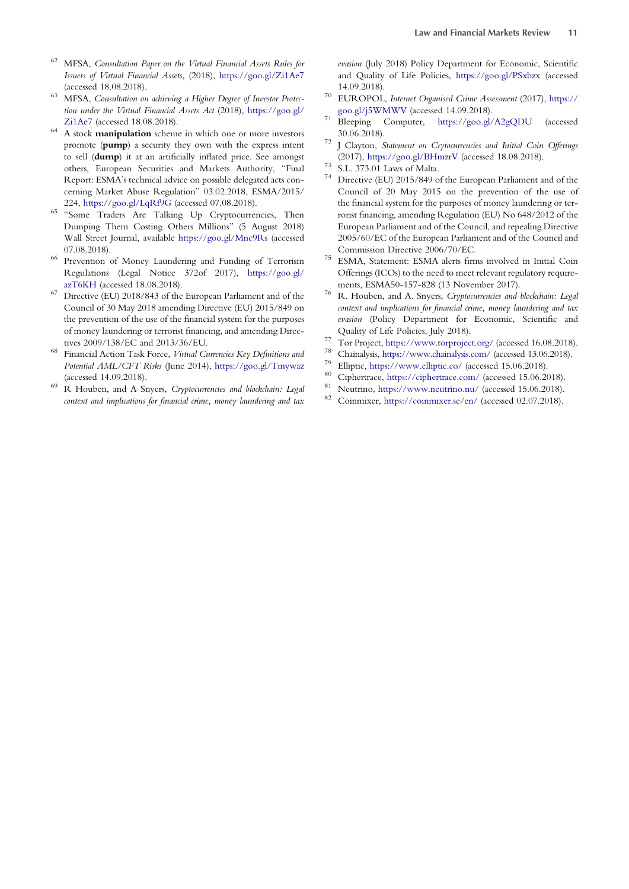62 MFSA, *Consultation Paper on the Virtual Financial Assets Rules for Issuers of Virtual Financial Assets,* (2018), https://goo.gl/Zi1Ae7 (accessed 18.08.2018).

63 MFSA, *Consultation on achieving a Higher Degree of Investor Protection under the Virtual Financial Assets Act* (2018), https://goo.gl/Zi1Ae7 (accessed 18.08.2018).

64 A stock **manipulation** scheme in which one or more investors promote (**pump**) a security they own with the express intent to sell (**dump**) it at an artificially inflated price. See amongst others, European Securities and Markets Authority, "Final Report: ESMA's technical advice on possible delegated acts concerning Market Abuse Regulation" 03.02.2018, ESMA/2015/224, https://goo.gl/LqRf9G (accessed 07.08.2018).

65 "Some Traders Are Talking Up Cryptocurrencies, Then Dumping Them Costing Others Millions" (5 August 2018) Wall Street Journal, available https://goo.gl/Mnc9Rs (accessed 07.08.2018).

66 Prevention of Money Laundering and Funding of Terrorism Regulations (Legal Notice 372of 2017), https://goo.gl/azT6KH (accessed 18.08.2018).

67 Directive (EU) 2018/843 of the European Parliament and of the Council of 30 May 2018 amending Directive (EU) 2015/849 on the prevention of the use of the financial system for the purposes of money laundering or terrorist financing, and amending Directives 2009/138/EC and 2013/36/EU.

68 Financial Action Task Force, *Virtual Currencies Key Definitions and Potential AML/CFT Risks* (June 2014), https://goo.gl/Tmywaz (accessed 14.09.2018).

69 R Houben, and A Snyers, *Cryptocurrencies and blockchain: Legal context and implications for financial crime, money laundering and tax evasion* (July 2018) Policy Department for Economic, Scientific and Quality of Life Policies, https://goo.gl/PSxbzx (accessed 14.09.2018).

70 EUROPOL, *Internet Organised Crime Assessment* (2017), https://goo.gl/j5WMWV (accessed 14.09.2018).

71 Bleeping Computer, https://goo.gl/A2gQDU (accessed 30.06.2018).

72 J Clayton, *Statement on Crytocurrencies and Initial Coin Offerings* (2017), https://goo.gl/BHmzrV (accessed 18.08.2018).

73 S.L. 373.01 Laws of Malta.

74 Directive (EU) 2015/849 of the European Parliament and of the Council of 20 May 2015 on the prevention of the use of the financial system for the purposes of money laundering or terrorist financing, amending Regulation (EU) No 648/2012 of the European Parliament and of the Council, and repealing Directive 2005/60/EC of the European Parliament and of the Council and Commission Directive 2006/70/EC.

75 ESMA, Statement: ESMA alerts firms involved in Initial Coin Offerings (ICOs) to the need to meet relevant regulatory requirements, ESMA50-157-828 (13 November 2017).

76 R. Houben, and A. Snyers, *Cryptocurrencies and blockchain: Legal context and implications for financial crime, money laundering and tax evasion* (Policy Department for Economic, Scientific and Quality of Life Policies, July 2018).

77 Tor Project, https://www.torproject.org/ (accessed 16.08.2018).

78 Chainalysis, https://www.chainalysis.com/ (accessed 13.06.2018).

79 Elliptic, https://www.elliptic.co/ (accessed 15.06.2018).

80 Ciphertrace, https://ciphertrace.com/ (accessed 15.06.2018).

81 Neutrino, https://www.neutrino.nu/ (accessed 15.06.2018).

82 Coinmixer, https://coinmixer.se/en/ (accessed 02.07.2018).